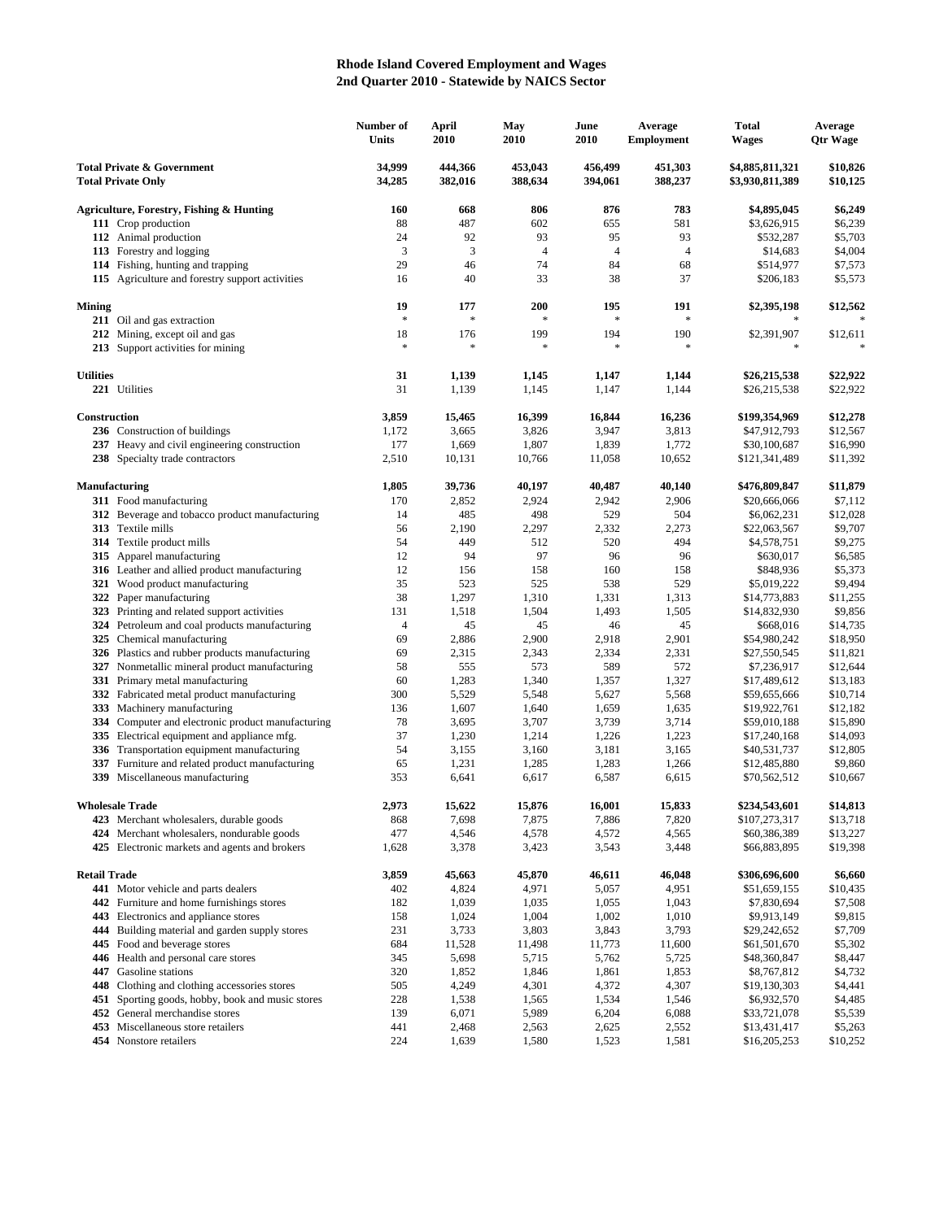# Rhode Island Covered Employment and Wages
## 2nd Quarter 2010 - Statewide by NAICS Sector

| | Number of Units | April 2010 | May 2010 | June 2010 | Average Employment | Total Wages | Average Qtr Wage |
|---|---|---|---|---|---|---|---|
| **Total Private & Government** | **34,999** | **444,366** | **453,043** | **456,499** | **451,303** | **$4,885,811,321** | **$10,826** |
| **Total Private Only** | **34,285** | **382,016** | **388,634** | **394,061** | **388,237** | **$3,930,811,389** | **$10,125** |
| **Agriculture, Forestry, Fishing & Hunting** | **160** | **668** | **806** | **876** | **783** | **$4,895,045** | **$6,249** |
| **111** Crop production | 88 | 487 | 602 | 655 | 581 | $3,626,915 | $6,239 |
| **112** Animal production | 24 | 92 | 93 | 95 | 93 | $532,287 | $5,703 |
| **113** Forestry and logging | 3 | 3 | 4 | 4 | 4 | $14,683 | $4,004 |
| **114** Fishing, hunting and trapping | 29 | 46 | 74 | 84 | 68 | $514,977 | $7,573 |
| **115** Agriculture and forestry support activities | 16 | 40 | 33 | 38 | 37 | $206,183 | $5,573 |
| **Mining** | **19** | **177** | **200** | **195** | **191** | **$2,395,198** | **$12,562** |
| **211** Oil and gas extraction | * | * | * | * | * | * | * |
| **212** Mining, except oil and gas | 18 | 176 | 199 | 194 | 190 | $2,391,907 | $12,611 |
| **213** Support activities for mining | * | * | * | * | * | * | * |
| **Utilities** | **31** | **1,139** | **1,145** | **1,147** | **1,144** | **$26,215,538** | **$22,922** |
| **221** Utilities | 31 | 1,139 | 1,145 | 1,147 | 1,144 | $26,215,538 | $22,922 |
| **Construction** | **3,859** | **15,465** | **16,399** | **16,844** | **16,236** | **$199,354,969** | **$12,278** |
| **236** Construction of buildings | 1,172 | 3,665 | 3,826 | 3,947 | 3,813 | $47,912,793 | $12,567 |
| **237** Heavy and civil engineering construction | 177 | 1,669 | 1,807 | 1,839 | 1,772 | $30,100,687 | $16,990 |
| **238** Specialty trade contractors | 2,510 | 10,131 | 10,766 | 11,058 | 10,652 | $121,341,489 | $11,392 |
| **Manufacturing** | **1,805** | **39,736** | **40,197** | **40,487** | **40,140** | **$476,809,847** | **$11,879** |
| **311** Food manufacturing | 170 | 2,852 | 2,924 | 2,942 | 2,906 | $20,666,066 | $7,112 |
| **312** Beverage and tobacco product manufacturing | 14 | 485 | 498 | 529 | 504 | $6,062,231 | $12,028 |
| **313** Textile mills | 56 | 2,190 | 2,297 | 2,332 | 2,273 | $22,063,567 | $9,707 |
| **314** Textile product mills | 54 | 449 | 512 | 520 | 494 | $4,578,751 | $9,275 |
| **315** Apparel manufacturing | 12 | 94 | 97 | 96 | 96 | $630,017 | $6,585 |
| **316** Leather and allied product manufacturing | 12 | 156 | 158 | 160 | 158 | $848,936 | $5,373 |
| **321** Wood product manufacturing | 35 | 523 | 525 | 538 | 529 | $5,019,222 | $9,494 |
| **322** Paper manufacturing | 38 | 1,297 | 1,310 | 1,331 | 1,313 | $14,773,883 | $11,255 |
| **323** Printing and related support activities | 131 | 1,518 | 1,504 | 1,493 | 1,505 | $14,832,930 | $9,856 |
| **324** Petroleum and coal products manufacturing | 4 | 45 | 45 | 46 | 45 | $668,016 | $14,735 |
| **325** Chemical manufacturing | 69 | 2,886 | 2,900 | 2,918 | 2,901 | $54,980,242 | $18,950 |
| **326** Plastics and rubber products manufacturing | 69 | 2,315 | 2,343 | 2,334 | 2,331 | $27,550,545 | $11,821 |
| **327** Nonmetallic mineral product manufacturing | 58 | 555 | 573 | 589 | 572 | $7,236,917 | $12,644 |
| **331** Primary metal manufacturing | 60 | 1,283 | 1,340 | 1,357 | 1,327 | $17,489,612 | $13,183 |
| **332** Fabricated metal product manufacturing | 300 | 5,529 | 5,548 | 5,627 | 5,568 | $59,655,666 | $10,714 |
| **333** Machinery manufacturing | 136 | 1,607 | 1,640 | 1,659 | 1,635 | $19,922,761 | $12,182 |
| **334** Computer and electronic product manufacturing | 78 | 3,695 | 3,707 | 3,739 | 3,714 | $59,010,188 | $15,890 |
| **335** Electrical equipment and appliance mfg. | 37 | 1,230 | 1,214 | 1,226 | 1,223 | $17,240,168 | $14,093 |
| **336** Transportation equipment manufacturing | 54 | 3,155 | 3,160 | 3,181 | 3,165 | $40,531,737 | $12,805 |
| **337** Furniture and related product manufacturing | 65 | 1,231 | 1,285 | 1,283 | 1,266 | $12,485,880 | $9,860 |
| **339** Miscellaneous manufacturing | 353 | 6,641 | 6,617 | 6,587 | 6,615 | $70,562,512 | $10,667 |
| **Wholesale Trade** | **2,973** | **15,622** | **15,876** | **16,001** | **15,833** | **$234,543,601** | **$14,813** |
| **423** Merchant wholesalers, durable goods | 868 | 7,698 | 7,875 | 7,886 | 7,820 | $107,273,317 | $13,718 |
| **424** Merchant wholesalers, nondurable goods | 477 | 4,546 | 4,578 | 4,572 | 4,565 | $60,386,389 | $13,227 |
| **425** Electronic markets and agents and brokers | 1,628 | 3,378 | 3,423 | 3,543 | 3,448 | $66,883,895 | $19,398 |
| **Retail Trade** | **3,859** | **45,663** | **45,870** | **46,611** | **46,048** | **$306,696,600** | **$6,660** |
| **441** Motor vehicle and parts dealers | 402 | 4,824 | 4,971 | 5,057 | 4,951 | $51,659,155 | $10,435 |
| **442** Furniture and home furnishings stores | 182 | 1,039 | 1,035 | 1,055 | 1,043 | $7,830,694 | $7,508 |
| **443** Electronics and appliance stores | 158 | 1,024 | 1,004 | 1,002 | 1,010 | $9,913,149 | $9,815 |
| **444** Building material and garden supply stores | 231 | 3,733 | 3,803 | 3,843 | 3,793 | $29,242,652 | $7,709 |
| **445** Food and beverage stores | 684 | 11,528 | 11,498 | 11,773 | 11,600 | $61,501,670 | $5,302 |
| **446** Health and personal care stores | 345 | 5,698 | 5,715 | 5,762 | 5,725 | $48,360,847 | $8,447 |
| **447** Gasoline stations | 320 | 1,852 | 1,846 | 1,861 | 1,853 | $8,767,812 | $4,732 |
| **448** Clothing and clothing accessories stores | 505 | 4,249 | 4,301 | 4,372 | 4,307 | $19,130,303 | $4,441 |
| **451** Sporting goods, hobby, book and music stores | 228 | 1,538 | 1,565 | 1,534 | 1,546 | $6,932,570 | $4,485 |
| **452** General merchandise stores | 139 | 6,071 | 5,989 | 6,204 | 6,088 | $33,721,078 | $5,539 |
| **453** Miscellaneous store retailers | 441 | 2,468 | 2,563 | 2,625 | 2,552 | $13,431,417 | $5,263 |
| **454** Nonstore retailers | 224 | 1,639 | 1,580 | 1,523 | 1,581 | $16,205,253 | $10,252 |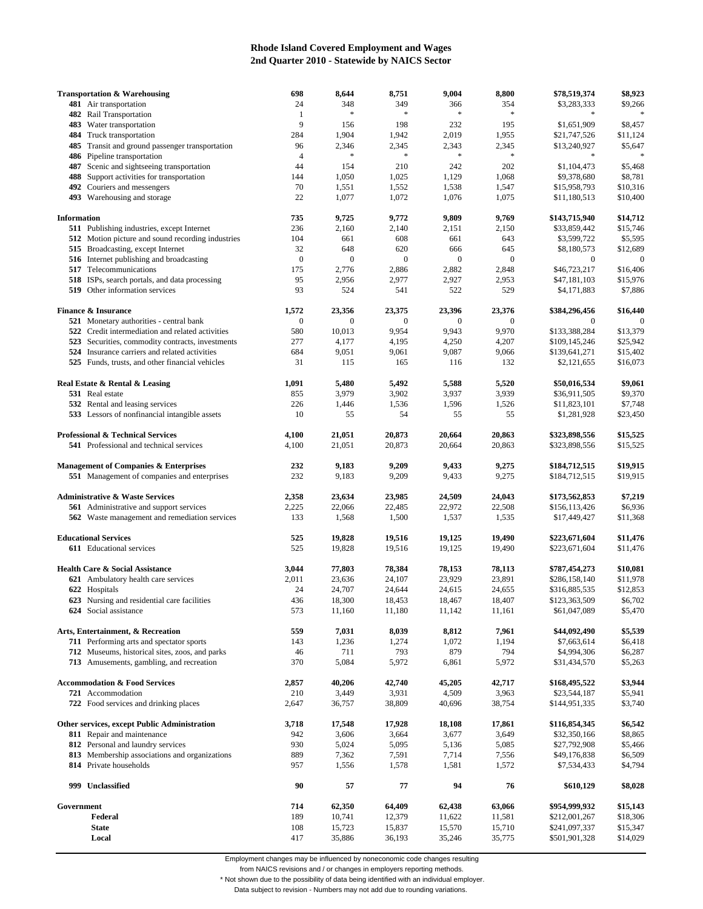# Rhode Island Covered Employment and Wages
## 2nd Quarter 2010 - Statewide by NAICS Sector

| | | | | | | | |
|---|---|---|---|---|---|---|---|
| **Transportation & Warehousing** | **698** | **8,644** | **8,751** | **9,004** | **8,800** | **$78,519,374** | **$8,923** |
| **481** Air transportation | 24 | 348 | 349 | 366 | 354 | $3,283,333 | $9,266 |
| **482** Rail Transportation | 1 | * | * | * | * | * | * |
| **483** Water transportation | 9 | 156 | 198 | 232 | 195 | $1,651,909 | $8,457 |
| **484** Truck transportation | 284 | 1,904 | 1,942 | 2,019 | 1,955 | $21,747,526 | $11,124 |
| **485** Transit and ground passenger transportation | 96 | 2,346 | 2,345 | 2,343 | 2,345 | $13,240,927 | $5,647 |
| **486** Pipeline transportation | 4 | * | * | * | * | * | * |
| **487** Scenic and sightseeing transportation | 44 | 154 | 210 | 242 | 202 | $1,104,473 | $5,468 |
| **488** Support activities for transportation | 144 | 1,050 | 1,025 | 1,129 | 1,068 | $9,378,680 | $8,781 |
| **492** Couriers and messengers | 70 | 1,551 | 1,552 | 1,538 | 1,547 | $15,958,793 | $10,316 |
| **493** Warehousing and storage | 22 | 1,077 | 1,072 | 1,076 | 1,075 | $11,180,513 | $10,400 |
| **Information** | **735** | **9,725** | **9,772** | **9,809** | **9,769** | **$143,715,940** | **$14,712** |
| **511** Publishing industries, except Internet | 236 | 2,160 | 2,140 | 2,151 | 2,150 | $33,859,442 | $15,746 |
| **512** Motion picture and sound recording industries | 104 | 661 | 608 | 661 | 643 | $3,599,722 | $5,595 |
| **515** Broadcasting, except Internet | 32 | 648 | 620 | 666 | 645 | $8,180,573 | $12,689 |
| **516** Internet publishing and broadcasting | 0 | 0 | 0 | 0 | 0 | 0 | 0 |
| **517** Telecommunications | 175 | 2,776 | 2,886 | 2,882 | 2,848 | $46,723,217 | $16,406 |
| **518** ISPs, search portals, and data processing | 95 | 2,956 | 2,977 | 2,927 | 2,953 | $47,181,103 | $15,976 |
| **519** Other information services | 93 | 524 | 541 | 522 | 529 | $4,171,883 | $7,886 |
| **Finance & Insurance** | **1,572** | **23,356** | **23,375** | **23,396** | **23,376** | **$384,296,456** | **$16,440** |
| **521** Monetary authorities - central bank | 0 | 0 | 0 | 0 | 0 | 0 | 0 |
| **522** Credit intermediation and related activities | 580 | 10,013 | 9,954 | 9,943 | 9,970 | $133,388,284 | $13,379 |
| **523** Securities, commodity contracts, investments | 277 | 4,177 | 4,195 | 4,250 | 4,207 | $109,145,246 | $25,942 |
| **524** Insurance carriers and related activities | 684 | 9,051 | 9,061 | 9,087 | 9,066 | $139,641,271 | $15,402 |
| **525** Funds, trusts, and other financial vehicles | 31 | 115 | 165 | 116 | 132 | $2,121,655 | $16,073 |
| **Real Estate & Rental & Leasing** | **1,091** | **5,480** | **5,492** | **5,588** | **5,520** | **$50,016,534** | **$9,061** |
| **531** Real estate | 855 | 3,979 | 3,902 | 3,937 | 3,939 | $36,911,505 | $9,370 |
| **532** Rental and leasing services | 226 | 1,446 | 1,536 | 1,596 | 1,526 | $11,823,101 | $7,748 |
| **533** Lessors of nonfinancial intangible assets | 10 | 55 | 54 | 55 | 55 | $1,281,928 | $23,450 |
| **Professional & Technical Services** | **4,100** | **21,051** | **20,873** | **20,664** | **20,863** | **$323,898,556** | **$15,525** |
| **541** Professional and technical services | 4,100 | 21,051 | 20,873 | 20,664 | 20,863 | $323,898,556 | $15,525 |
| **Management of Companies & Enterprises** | **232** | **9,183** | **9,209** | **9,433** | **9,275** | **$184,712,515** | **$19,915** |
| **551** Management of companies and enterprises | 232 | 9,183 | 9,209 | 9,433 | 9,275 | $184,712,515 | $19,915 |
| **Administrative & Waste Services** | **2,358** | **23,634** | **23,985** | **24,509** | **24,043** | **$173,562,853** | **$7,219** |
| **561** Administrative and support services | 2,225 | 22,066 | 22,485 | 22,972 | 22,508 | $156,113,426 | $6,936 |
| **562** Waste management and remediation services | 133 | 1,568 | 1,500 | 1,537 | 1,535 | $17,449,427 | $11,368 |
| **Educational Services** | **525** | **19,828** | **19,516** | **19,125** | **19,490** | **$223,671,604** | **$11,476** |
| **611** Educational services | 525 | 19,828 | 19,516 | 19,125 | 19,490 | $223,671,604 | $11,476 |
| **Health Care & Social Assistance** | **3,044** | **77,803** | **78,384** | **78,153** | **78,113** | **$787,454,273** | **$10,081** |
| **621** Ambulatory health care services | 2,011 | 23,636 | 24,107 | 23,929 | 23,891 | $286,158,140 | $11,978 |
| **622** Hospitals | 24 | 24,707 | 24,644 | 24,615 | 24,655 | $316,885,535 | $12,853 |
| **623** Nursing and residential care facilities | 436 | 18,300 | 18,453 | 18,467 | 18,407 | $123,363,509 | $6,702 |
| **624** Social assistance | 573 | 11,160 | 11,180 | 11,142 | 11,161 | $61,047,089 | $5,470 |
| **Arts, Entertainment, & Recreation** | **559** | **7,031** | **8,039** | **8,812** | **7,961** | **$44,092,490** | **$5,539** |
| **711** Performing arts and spectator sports | 143 | 1,236 | 1,274 | 1,072 | 1,194 | $7,663,614 | $6,418 |
| **712** Museums, historical sites, zoos, and parks | 46 | 711 | 793 | 879 | 794 | $4,994,306 | $6,287 |
| **713** Amusements, gambling, and recreation | 370 | 5,084 | 5,972 | 6,861 | 5,972 | $31,434,570 | $5,263 |
| **Accommodation & Food Services** | **2,857** | **40,206** | **42,740** | **45,205** | **42,717** | **$168,495,522** | **$3,944** |
| **721** Accommodation | 210 | 3,449 | 3,931 | 4,509 | 3,963 | $23,544,187 | $5,941 |
| **722** Food services and drinking places | 2,647 | 36,757 | 38,809 | 40,696 | 38,754 | $144,951,335 | $3,740 |
| **Other services, except Public Administration** | **3,718** | **17,548** | **17,928** | **18,108** | **17,861** | **$116,854,345** | **$6,542** |
| **811** Repair and maintenance | 942 | 3,606 | 3,664 | 3,677 | 3,649 | $32,350,166 | $8,865 |
| **812** Personal and laundry services | 930 | 5,024 | 5,095 | 5,136 | 5,085 | $27,792,908 | $5,466 |
| **813** Membership associations and organizations | 889 | 7,362 | 7,591 | 7,714 | 7,556 | $49,176,838 | $6,509 |
| **814** Private households | 957 | 1,556 | 1,578 | 1,581 | 1,572 | $7,534,433 | $4,794 |
| **999 Unclassified** | **90** | **57** | **77** | **94** | **76** | **$610,129** | **$8,028** |
| **Government** | **714** | **62,350** | **64,409** | **62,438** | **63,066** | **$954,999,932** | **$15,143** |
| **Federal** | 189 | 10,741 | 12,379 | 11,622 | 11,581 | $212,001,267 | $18,306 |
| **State** | 108 | 15,723 | 15,837 | 15,570 | 15,710 | $241,097,337 | $15,347 |
| **Local** | 417 | 35,886 | 36,193 | 35,246 | 35,775 | $501,901,328 | $14,029 |

Employment changes may be influenced by noneconomic code changes resulting from NAICS revisions and / or changes in employers reporting methods.

* Not shown due to the possibility of data being identified with an individual employer.

Data subject to revision - Numbers may not add due to rounding variations.